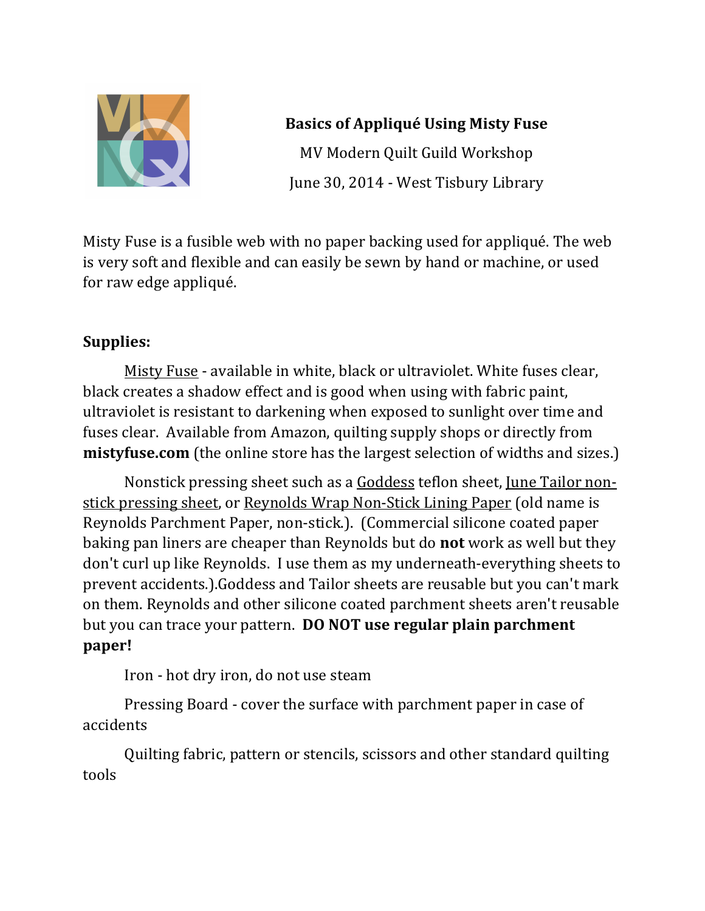**Basics of Appliqué Using Misty Fuse**

MV Modern Quilt Guild Workshop

June 30, 2014 - West Tisbury Library

Misty Fuse is a fusible web with no paper backing used for appliqué. The web is very soft and flexible and can easily be sewn by hand or machine, or used for raw edge appliqué.

**Supplies:**

Misty Fuse - available in white, black or ultraviolet. White fuses clear, black creates a shadow effect and is good when using with fabric paint, ultraviolet is resistant to darkening when exposed to sunlight over time and fuses clear. Available from Amazon, quilting supply shops or directly from **mistyfuse.com** (the online store has the largest selection of widths and sizes.)

Nonstick pressing sheet such as a Goddess teflon sheet, June Tailor non-stick pressing sheet, or Reynolds Wrap Non-Stick Lining Paper (old name is Reynolds Parchment Paper, non-stick.). (Commercial silicone coated paper baking pan liners are cheaper than Reynolds but do **not** work as well but they don't curl up like Reynolds. I use them as my underneath-everything sheets to prevent accidents.).Goddess and Tailor sheets are reusable but you can't mark on them. Reynolds and other silicone coated parchment sheets aren't reusable but you can trace your pattern. **DO NOT use regular plain parchment paper!**

Iron - hot dry iron, do not use steam

Pressing Board - cover the surface with parchment paper in case of accidents

Quilting fabric, pattern or stencils, scissors and other standard quilting tools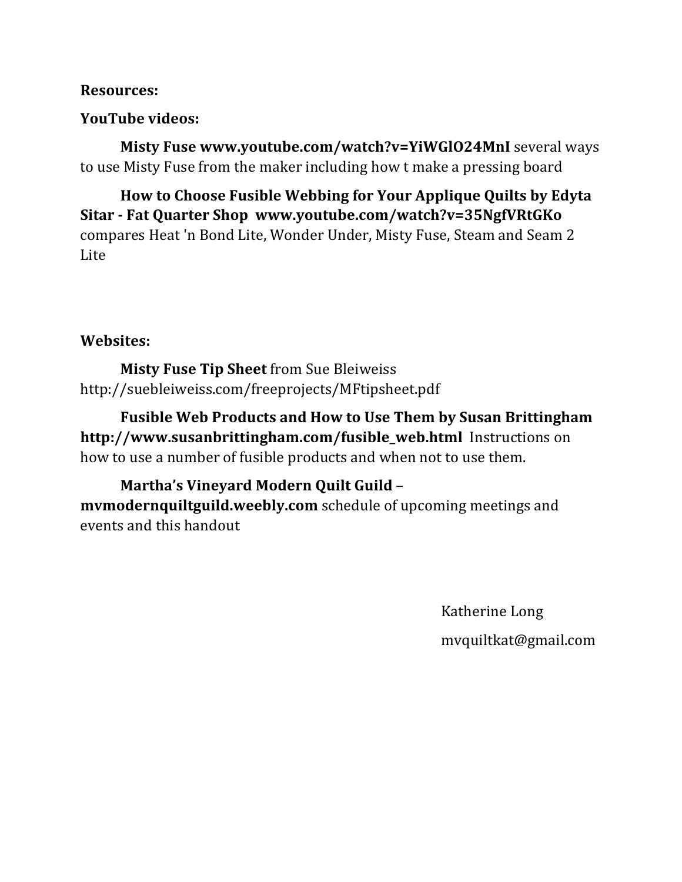**Resources:**

**YouTube videos:**

**Misty Fuse www.youtube.com/watch?v=YiWGlO24MnI** several ways to use Misty Fuse from the maker including how t make a pressing board

**How to Choose Fusible Webbing for Your Applique Quilts by Edyta Sitar - Fat Quarter Shop www.youtube.com/watch?v=35NgfVRtGKo** compares Heat 'n Bond Lite, Wonder Under, Misty Fuse, Steam and Seam 2 Lite

**Websites:**

**Misty Fuse Tip Sheet** from Sue Bleiweiss http://suebleiweiss.com/freeprojects/MFtipsheet.pdf

**Fusible Web Products and How to Use Them by Susan Brittingham http://www.susanbrittingham.com/fusible_web.html** Instructions on how to use a number of fusible products and when not to use them.

**Martha's Vineyard Modern Quilt Guild – mvmodernquiltguild.weebly.com** schedule of upcoming meetings and events and this handout

Katherine Long

mvquiltkat@gmail.com